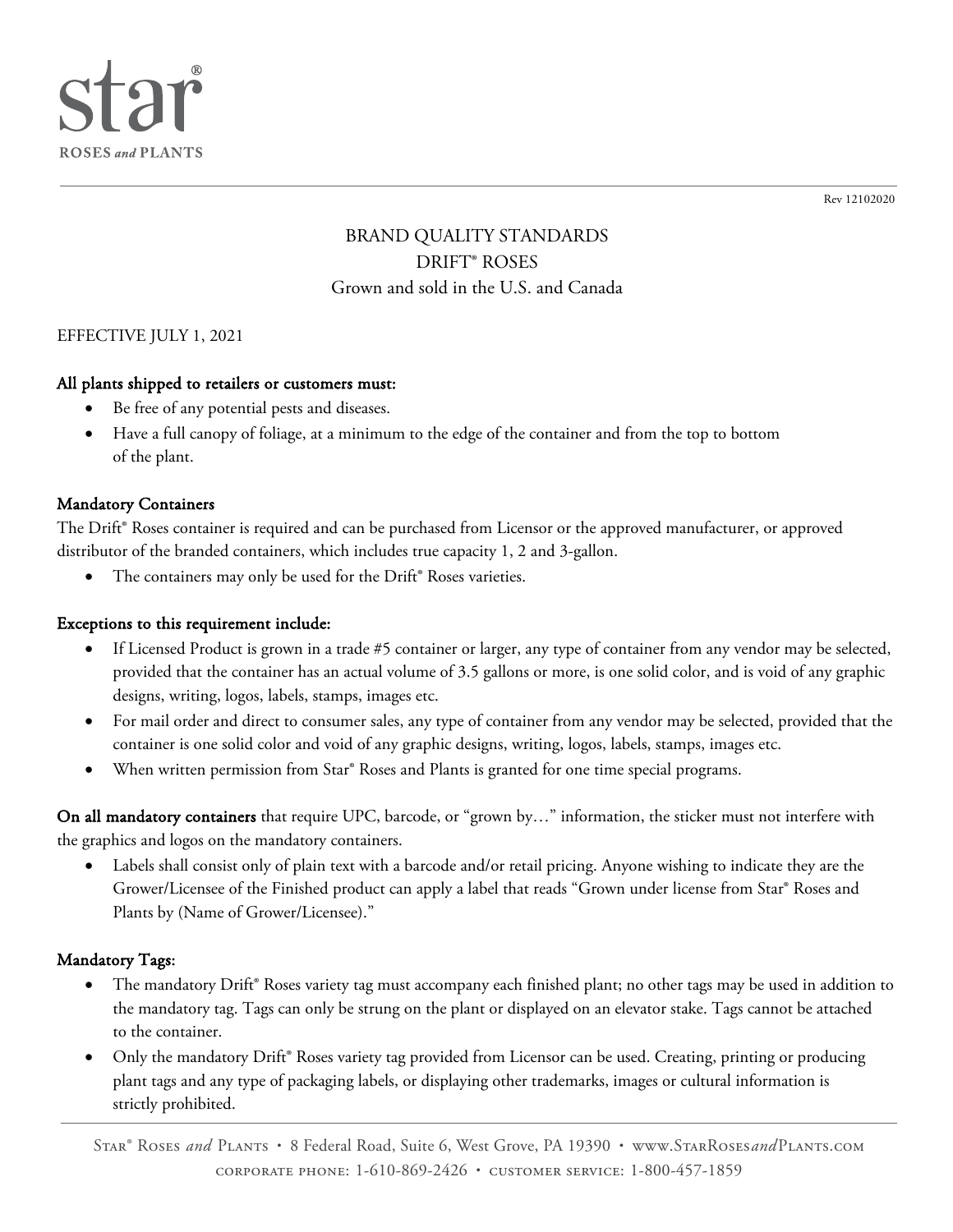star®
ROSES *and* PLANTS

Rev 12102020

# BRAND QUALITY STANDARDS
# DRIFT® ROSES
## Grown and sold in the U.S. and Canada

EFFECTIVE JULY 1, 2021

### All plants shipped to retailers or customers must:

- Be free of any potential pests and diseases.
- Have a full canopy of foliage, at a minimum to the edge of the container and from the top to bottom of the plant.

### Mandatory Containers

The Drift® Roses container is required and can be purchased from Licensor or the approved manufacturer, or approved distributor of the branded containers, which includes true capacity 1, 2 and 3-gallon.

- The containers may only be used for the Drift® Roses varieties.

### Exceptions to this requirement include:

- If Licensed Product is grown in a trade #5 container or larger, any type of container from any vendor may be selected, provided that the container has an actual volume of 3.5 gallons or more, is one solid color, and is void of any graphic designs, writing, logos, labels, stamps, images etc.
- For mail order and direct to consumer sales, any type of container from any vendor may be selected, provided that the container is one solid color and void of any graphic designs, writing, logos, labels, stamps, images etc.
- When written permission from Star® Roses and Plants is granted for one time special programs.

**On all mandatory containers** that require UPC, barcode, or "grown by…" information, the sticker must not interfere with the graphics and logos on the mandatory containers.

- Labels shall consist only of plain text with a barcode and/or retail pricing. Anyone wishing to indicate they are the Grower/Licensee of the Finished product can apply a label that reads "Grown under license from Star® Roses and Plants by (Name of Grower/Licensee)."

### Mandatory Tags:

- The mandatory Drift® Roses variety tag must accompany each finished plant; no other tags may be used in addition to the mandatory tag. Tags can only be strung on the plant or displayed on an elevator stake. Tags cannot be attached to the container.
- Only the mandatory Drift® Roses variety tag provided from Licensor can be used. Creating, printing or producing plant tags and any type of packaging labels, or displaying other trademarks, images or cultural information is strictly prohibited.

Star® Roses *and* Plants • 8 Federal Road, Suite 6, West Grove, PA 19390 • www.StarRoses*and*Plants.com
corporate phone: 1-610-869-2426 • customer service: 1-800-457-1859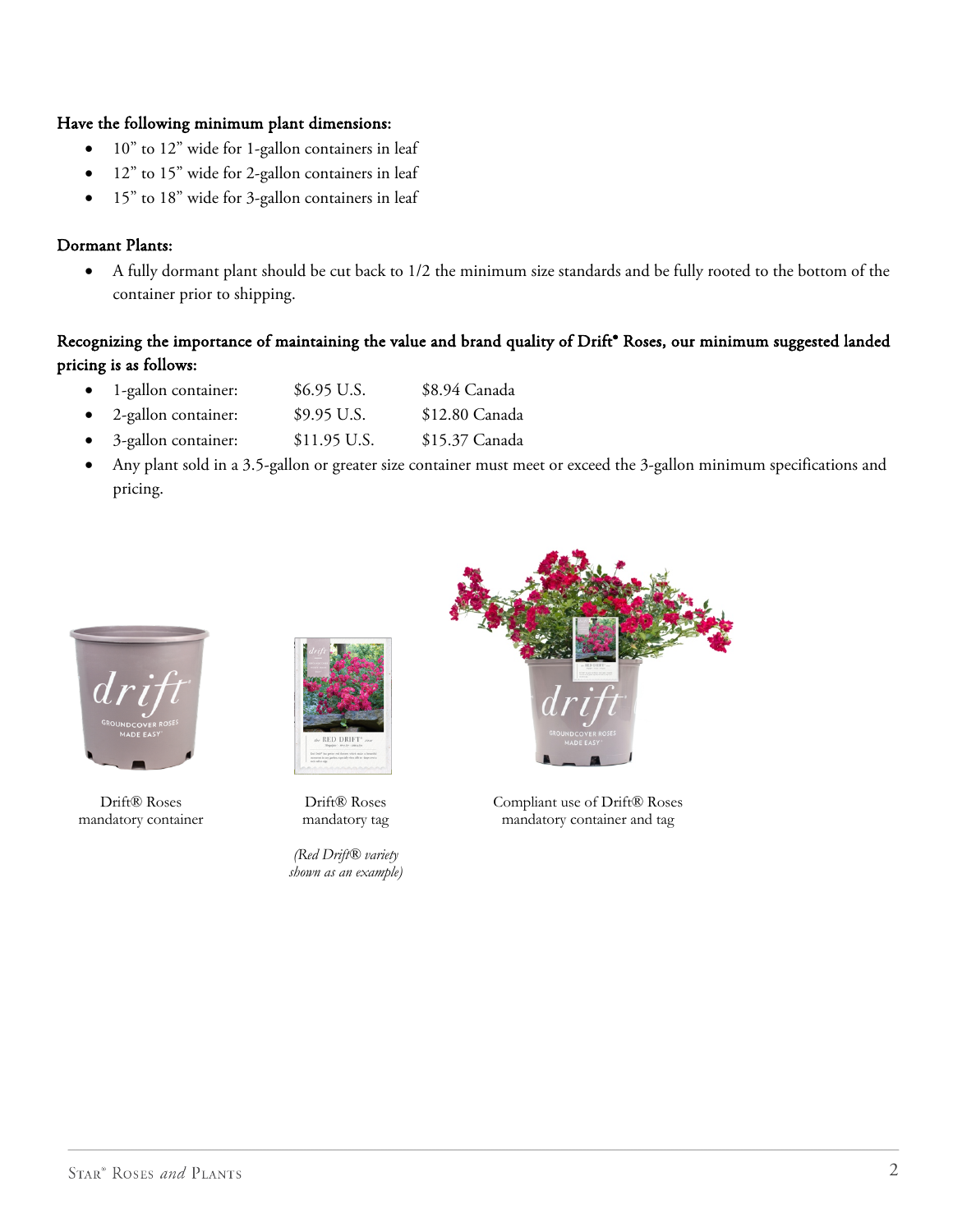**Have the following minimum plant dimensions:**

- 10” to 12” wide for 1-gallon containers in leaf
- 12” to 15” wide for 2-gallon containers in leaf
- 15” to 18” wide for 3-gallon containers in leaf

**Dormant Plants:**

- A fully dormant plant should be cut back to 1/2 the minimum size standards and be fully rooted to the bottom of the container prior to shipping.

**Recognizing the importance of maintaining the value and brand quality of Drift® Roses, our minimum suggested landed pricing is as follows:**

- 1-gallon container: $6.95 U.S. $8.94 Canada
- 2-gallon container: $9.95 U.S. $12.80 Canada
- 3-gallon container: $11.95 U.S. $15.37 Canada
- Any plant sold in a 3.5-gallon or greater size container must meet or exceed the 3-gallon minimum specifications and pricing.

Drift® Roses mandatory container

Drift® Roses mandatory tag

*(Red Drift® variety shown as an example)*

Compliant use of Drift® Roses mandatory container and tag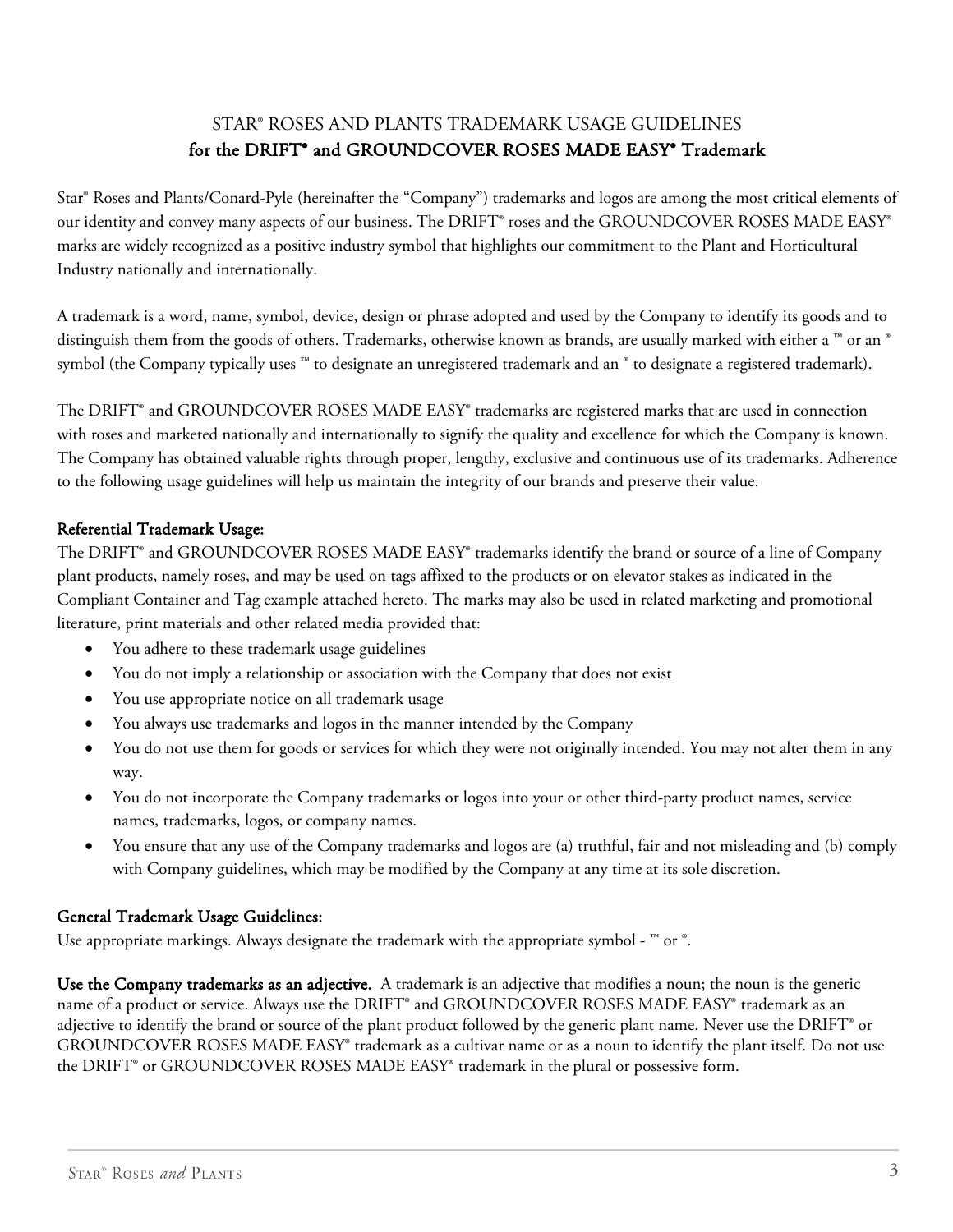# STAR® ROSES AND PLANTS TRADEMARK USAGE GUIDELINES
## for the DRIFT® and GROUNDCOVER ROSES MADE EASY® Trademark

Star® Roses and Plants/Conard-Pyle (hereinafter the "Company") trademarks and logos are among the most critical elements of our identity and convey many aspects of our business. The DRIFT® roses and the GROUNDCOVER ROSES MADE EASY® marks are widely recognized as a positive industry symbol that highlights our commitment to the Plant and Horticultural Industry nationally and internationally.

A trademark is a word, name, symbol, device, design or phrase adopted and used by the Company to identify its goods and to distinguish them from the goods of others. Trademarks, otherwise known as brands, are usually marked with either a ™ or an ® symbol (the Company typically uses ™ to designate an unregistered trademark and an ® to designate a registered trademark).

The DRIFT® and GROUNDCOVER ROSES MADE EASY® trademarks are registered marks that are used in connection with roses and marketed nationally and internationally to signify the quality and excellence for which the Company is known. The Company has obtained valuable rights through proper, lengthy, exclusive and continuous use of its trademarks. Adherence to the following usage guidelines will help us maintain the integrity of our brands and preserve their value.

### Referential Trademark Usage:

The DRIFT® and GROUNDCOVER ROSES MADE EASY® trademarks identify the brand or source of a line of Company plant products, namely roses, and may be used on tags affixed to the products or on elevator stakes as indicated in the Compliant Container and Tag example attached hereto. The marks may also be used in related marketing and promotional literature, print materials and other related media provided that:

- You adhere to these trademark usage guidelines
- You do not imply a relationship or association with the Company that does not exist
- You use appropriate notice on all trademark usage
- You always use trademarks and logos in the manner intended by the Company
- You do not use them for goods or services for which they were not originally intended. You may not alter them in any way.
- You do not incorporate the Company trademarks or logos into your or other third-party product names, service names, trademarks, logos, or company names.
- You ensure that any use of the Company trademarks and logos are (a) truthful, fair and not misleading and (b) comply with Company guidelines, which may be modified by the Company at any time at its sole discretion.

### General Trademark Usage Guidelines:

Use appropriate markings. Always designate the trademark with the appropriate symbol - ™ or ®.

**Use the Company trademarks as an adjective.** A trademark is an adjective that modifies a noun; the noun is the generic name of a product or service. Always use the DRIFT® and GROUNDCOVER ROSES MADE EASY® trademark as an adjective to identify the brand or source of the plant product followed by the generic plant name. Never use the DRIFT® or GROUNDCOVER ROSES MADE EASY® trademark as a cultivar name or as a noun to identify the plant itself. Do not use the DRIFT® or GROUNDCOVER ROSES MADE EASY® trademark in the plural or possessive form.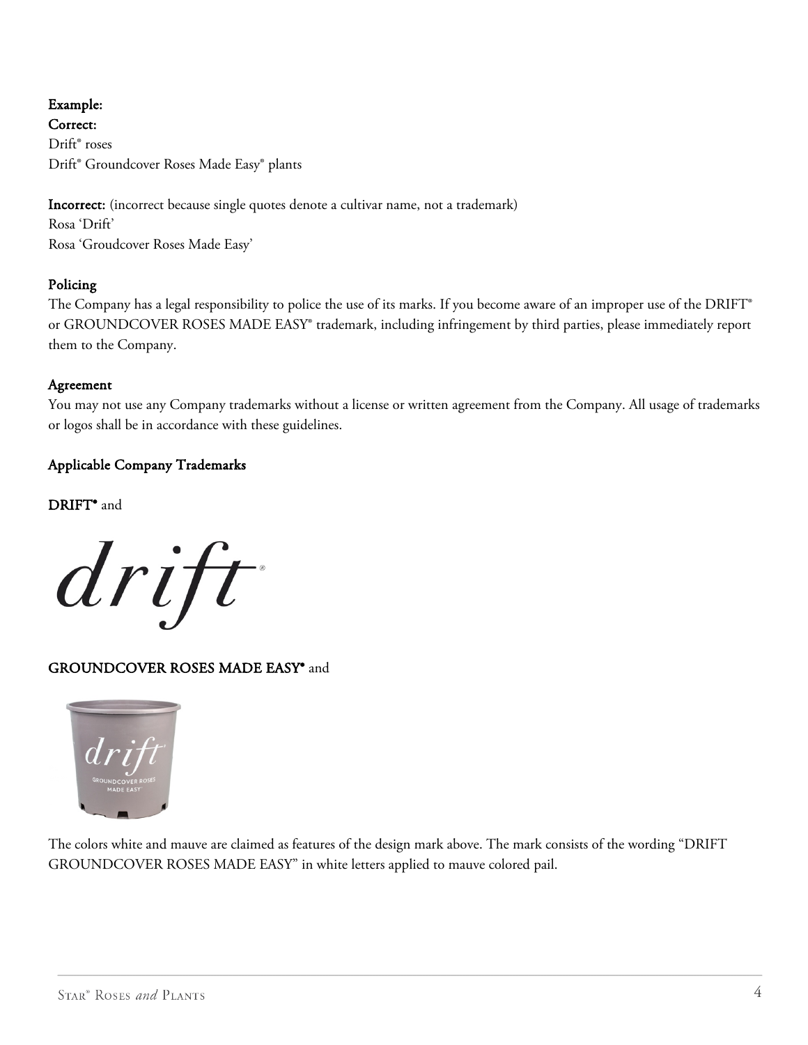**Example:**

**Correct:**

Drift® roses

Drift® Groundcover Roses Made Easy® plants

**Incorrect:** (incorrect because single quotes denote a cultivar name, not a trademark)

Rosa 'Drift'

Rosa 'Groudcover Roses Made Easy'

**Policing**

The Company has a legal responsibility to police the use of its marks. If you become aware of an improper use of the DRIFT® or GROUNDCOVER ROSES MADE EASY® trademark, including infringement by third parties, please immediately report them to the Company.

**Agreement**

You may not use any Company trademarks without a license or written agreement from the Company. All usage of trademarks or logos shall be in accordance with these guidelines.

**Applicable Company Trademarks**

**DRIFT®** and

**GROUNDCOVER ROSES MADE EASY®** and

The colors white and mauve are claimed as features of the design mark above. The mark consists of the wording "DRIFT GROUNDCOVER ROSES MADE EASY" in white letters applied to mauve colored pail.